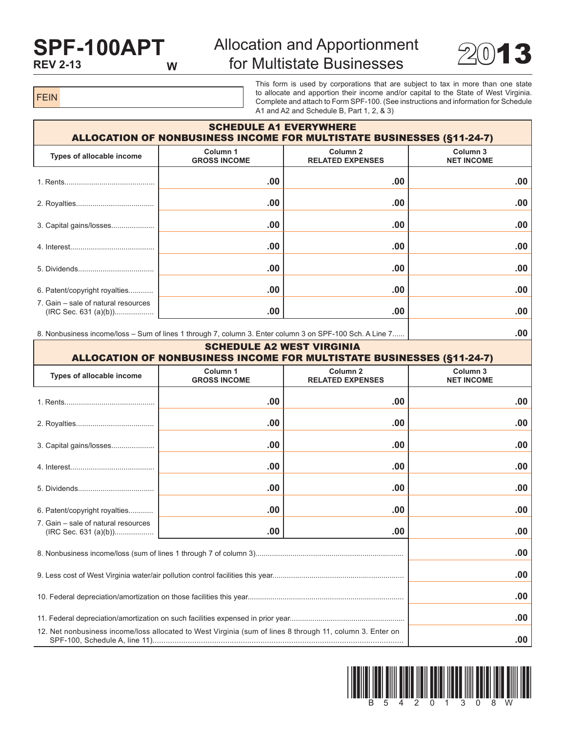# SPF-100APT

**REV 2-13** W

## Allocation and Apportionment for Multistate Businesses

**2013**

FEIN

This form is used by corporations that are subject to tax in more than one state to allocate and apportion their income and/or capital to the State of West Virginia. Complete and attach to Form SPF-100. (See instructions and information for Schedule A1 and A2 and Schedule B, Part 1, 2, & 3)

### SCHEDULE A1 EVERYWHERE
### ALLOCATION OF NONBUSINESS INCOME FOR MULTISTATE BUSINESSES (§11-24-7)

| Types of allocable income | Column 1 GROSS INCOME | Column 2 RELATED EXPENSES | Column 3 NET INCOME |
|---|---|---|---|
| 1. Rents | .00 | .00 | .00 |
| 2. Royalties | .00 | .00 | .00 |
| 3. Capital gains/losses | .00 | .00 | .00 |
| 4. Interest | .00 | .00 | .00 |
| 5. Dividends | .00 | .00 | .00 |
| 6. Patent/copyright royalties | .00 | .00 | .00 |
| 7. Gain – sale of natural resources (IRC Sec. 631 (a)(b)) | .00 | .00 | .00 |
| 8. Nonbusiness income/loss – Sum of lines 1 through 7, column 3. Enter column 3 on SPF-100 Sch. A Line 7 | | | .00 |

### SCHEDULE A2 WEST VIRGINIA
### ALLOCATION OF NONBUSINESS INCOME FOR MULTISTATE BUSINESSES (§11-24-7)

| Types of allocable income | Column 1 GROSS INCOME | Column 2 RELATED EXPENSES | Column 3 NET INCOME |
|---|---|---|---|
| 1. Rents | .00 | .00 | .00 |
| 2. Royalties | .00 | .00 | .00 |
| 3. Capital gains/losses | .00 | .00 | .00 |
| 4. Interest | .00 | .00 | .00 |
| 5. Dividends | .00 | .00 | .00 |
| 6. Patent/copyright royalties | .00 | .00 | .00 |
| 7. Gain – sale of natural resources (IRC Sec. 631 (a)(b)) | .00 | .00 | .00 |
| 8. Nonbusiness income/loss (sum of lines 1 through 7 of column 3) | | | .00 |
| 9. Less cost of West Virginia water/air pollution control facilities this year | | | .00 |
| 10. Federal depreciation/amortization on those facilities this year | | | .00 |
| 11. Federal depreciation/amortization on such facilities expensed in prior year | | | .00 |
| 12. Net nonbusiness income/loss allocated to West Virginia (sum of lines 8 through 11, column 3. Enter on SPF-100, Schedule A, line 11) | | | .00 |

B 5 4 2 0 1 3 0 8 W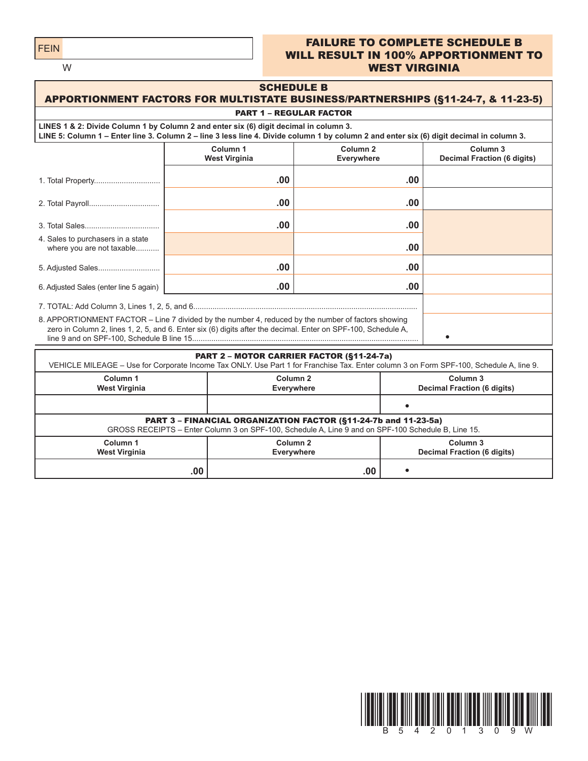FEIN

W

**FAILURE TO COMPLETE SCHEDULE B WILL RESULT IN 100% APPORTIONMENT TO WEST VIRGINIA**

## SCHEDULE B
## APPORTIONMENT FACTORS FOR MULTISTATE BUSINESS/PARTNERSHIPS (§11-24-7, & 11-23-5)

### PART 1 – REGULAR FACTOR

**LINES 1 & 2: Divide Column 1 by Column 2 and enter six (6) digit decimal in column 3.**
**LINE 5: Column 1 – Enter line 3. Column 2 – line 3 less line 4. Divide column 1 by column 2 and enter six (6) digit decimal in column 3.**

| | Column 1 West Virginia | Column 2 Everywhere | Column 3 Decimal Fraction (6 digits) |
|---|---|---|---|
| 1. Total Property | .00 | .00 | |
| 2. Total Payroll | .00 | .00 | |
| 3. Total Sales | .00 | .00 | |
| 4. Sales to purchasers in a state where you are not taxable | | .00 | |
| 5. Adjusted Sales | .00 | .00 | |
| 6. Adjusted Sales (enter line 5 again) | .00 | .00 | |
| 7. TOTAL: Add Column 3, Lines 1, 2, 5, and 6 | | | |
| 8. APPORTIONMENT FACTOR – Line 7 divided by the number 4, reduced by the number of factors showing zero in Column 2, lines 1, 2, 5, and 6. Enter six (6) digits after the decimal. Enter on SPF-100, Schedule A, line 9 and on SPF-100, Schedule B line 15 | | | • |

### PART 2 – MOTOR CARRIER FACTOR (§11-24-7a)

VEHICLE MILEAGE – Use for Corporate Income Tax ONLY. Use Part 1 for Franchise Tax. Enter column 3 on Form SPF-100, Schedule A, line 9.

| Column 1 West Virginia | Column 2 Everywhere | Column 3 Decimal Fraction (6 digits) |
|---|---|---|
| | | • |

### PART 3 – FINANCIAL ORGANIZATION FACTOR (§11-24-7b and 11-23-5a)

GROSS RECEIPTS – Enter Column 3 on SPF-100, Schedule A, Line 9 and on SPF-100 Schedule B, Line 15.

| Column 1 West Virginia | Column 2 Everywhere | Column 3 Decimal Fraction (6 digits) |
|---|---|---|
| .00 | .00 | • |

B 5 4 2 0 1 3 0 9 W